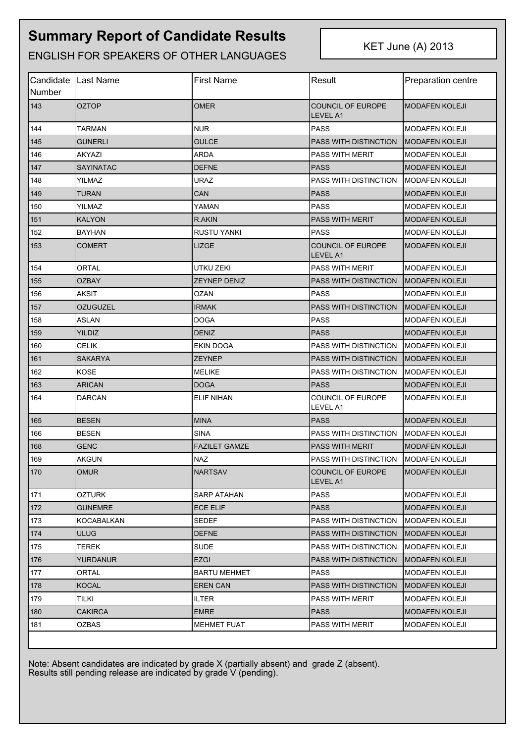# Summary Report of Candidate Results

ENGLISH FOR SPEAKERS OF OTHER LANGUAGES

KET June (A) 2013

| Candidate Number | Last Name | First Name | Result | Preparation centre |
|---|---|---|---|---|
| 143 | OZTOP | OMER | COUNCIL OF EUROPE LEVEL A1 | MODAFEN KOLEJI |
| 144 | TARMAN | NUR | PASS | MODAFEN KOLEJI |
| 145 | GUNERLI | GULCE | PASS WITH DISTINCTION | MODAFEN KOLEJI |
| 146 | AKYAZI | ARDA | PASS WITH MERIT | MODAFEN KOLEJI |
| 147 | SAYINATAC | DEFNE | PASS | MODAFEN KOLEJI |
| 148 | YILMAZ | URAZ | PASS WITH DISTINCTION | MODAFEN KOLEJI |
| 149 | TURAN | CAN | PASS | MODAFEN KOLEJI |
| 150 | YILMAZ | YAMAN | PASS | MODAFEN KOLEJI |
| 151 | KALYON | R.AKIN | PASS WITH MERIT | MODAFEN KOLEJI |
| 152 | BAYHAN | RUSTU YANKI | PASS | MODAFEN KOLEJI |
| 153 | COMERT | LIZGE | COUNCIL OF EUROPE LEVEL A1 | MODAFEN KOLEJI |
| 154 | ORTAL | UTKU ZEKI | PASS WITH MERIT | MODAFEN KOLEJI |
| 155 | OZBAY | ZEYNEP DENIZ | PASS WITH DISTINCTION | MODAFEN KOLEJI |
| 156 | AKSIT | OZAN | PASS | MODAFEN KOLEJI |
| 157 | OZUGUZEL | IRMAK | PASS WITH DISTINCTION | MODAFEN KOLEJI |
| 158 | ASLAN | DOGA | PASS | MODAFEN KOLEJI |
| 159 | YILDIZ | DENIZ | PASS | MODAFEN KOLEJI |
| 160 | CELIK | EKIN DOGA | PASS WITH DISTINCTION | MODAFEN KOLEJI |
| 161 | SAKARYA | ZEYNEP | PASS WITH DISTINCTION | MODAFEN KOLEJI |
| 162 | KOSE | MELIKE | PASS WITH DISTINCTION | MODAFEN KOLEJI |
| 163 | ARICAN | DOGA | PASS | MODAFEN KOLEJI |
| 164 | DARCAN | ELIF NIHAN | COUNCIL OF EUROPE LEVEL A1 | MODAFEN KOLEJI |
| 165 | BESEN | MINA | PASS | MODAFEN KOLEJI |
| 166 | BESEN | SINA | PASS WITH DISTINCTION | MODAFEN KOLEJI |
| 168 | GENC | FAZILET GAMZE | PASS WITH MERIT | MODAFEN KOLEJI |
| 169 | AKGUN | NAZ | PASS WITH DISTINCTION | MODAFEN KOLEJI |
| 170 | OMUR | NARTSAV | COUNCIL OF EUROPE LEVEL A1 | MODAFEN KOLEJI |
| 171 | OZTURK | SARP ATAHAN | PASS | MODAFEN KOLEJI |
| 172 | GUNEMRE | ECE ELIF | PASS | MODAFEN KOLEJI |
| 173 | KOCABALKAN | SEDEF | PASS WITH DISTINCTION | MODAFEN KOLEJI |
| 174 | ULUG | DEFNE | PASS WITH DISTINCTION | MODAFEN KOLEJI |
| 175 | TEREK | SUDE | PASS WITH DISTINCTION | MODAFEN KOLEJI |
| 176 | YURDANUR | EZGI | PASS WITH DISTINCTION | MODAFEN KOLEJI |
| 177 | ORTAL | BARTU MEHMET | PASS | MODAFEN KOLEJI |
| 178 | KOCAL | EREN CAN | PASS WITH DISTINCTION | MODAFEN KOLEJI |
| 179 | TILKI | ILTER | PASS WITH MERIT | MODAFEN KOLEJI |
| 180 | CAKIRCA | EMRE | PASS | MODAFEN KOLEJI |
| 181 | OZBAS | MEHMET FUAT | PASS WITH MERIT | MODAFEN KOLEJI |

Note: Absent candidates are indicated by grade X (partially absent) and grade Z (absent).
Results still pending release are indicated by grade V (pending).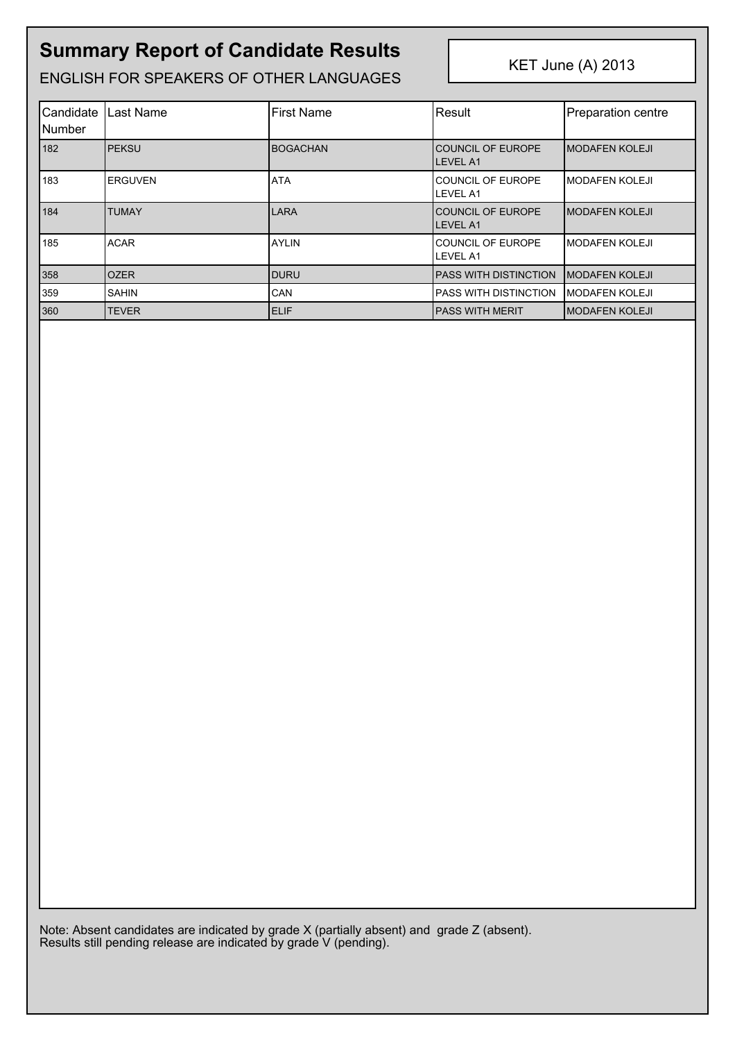# Summary Report of Candidate Results

ENGLISH FOR SPEAKERS OF OTHER LANGUAGES

KET June (A) 2013

| Candidate Number | Last Name | First Name | Result | Preparation centre |
|---|---|---|---|---|
| 182 | PEKSU | BOGACHAN | COUNCIL OF EUROPE LEVEL A1 | MODAFEN KOLEJI |
| 183 | ERGUVEN | ATA | COUNCIL OF EUROPE LEVEL A1 | MODAFEN KOLEJI |
| 184 | TUMAY | LARA | COUNCIL OF EUROPE LEVEL A1 | MODAFEN KOLEJI |
| 185 | ACAR | AYLIN | COUNCIL OF EUROPE LEVEL A1 | MODAFEN KOLEJI |
| 358 | OZER | DURU | PASS WITH DISTINCTION | MODAFEN KOLEJI |
| 359 | SAHIN | CAN | PASS WITH DISTINCTION | MODAFEN KOLEJI |
| 360 | TEVER | ELIF | PASS WITH MERIT | MODAFEN KOLEJI |

Note: Absent candidates are indicated by grade X (partially absent) and grade Z (absent).
Results still pending release are indicated by grade V (pending).